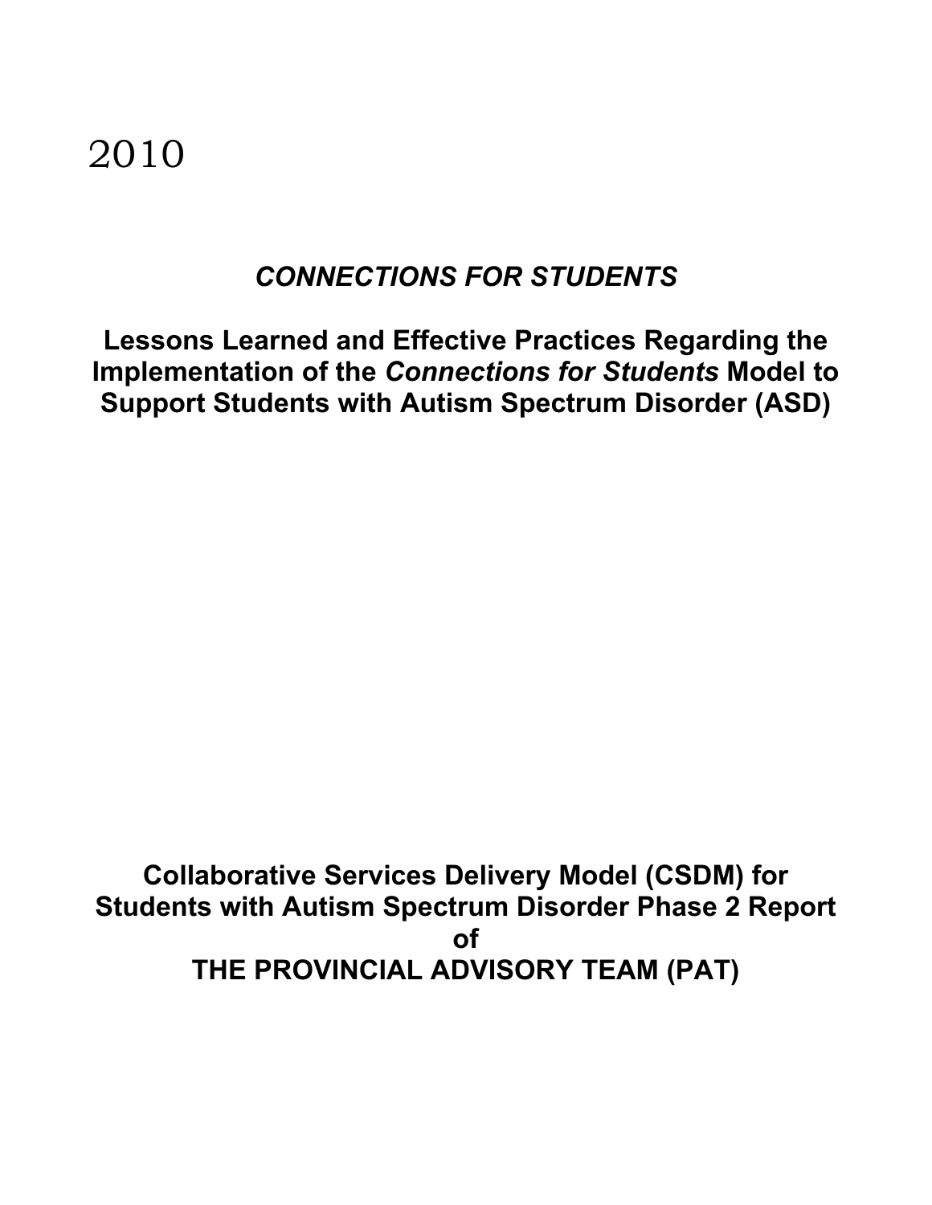2010

# *CONNECTIONS FOR STUDENTS*

## Lessons Learned and Effective Practices Regarding the Implementation of the *Connections for Students* Model to Support Students with Autism Spectrum Disorder (ASD)

**Collaborative Services Delivery Model (CSDM) for Students with Autism Spectrum Disorder Phase 2 Report of**

**THE PROVINCIAL ADVISORY TEAM (PAT)**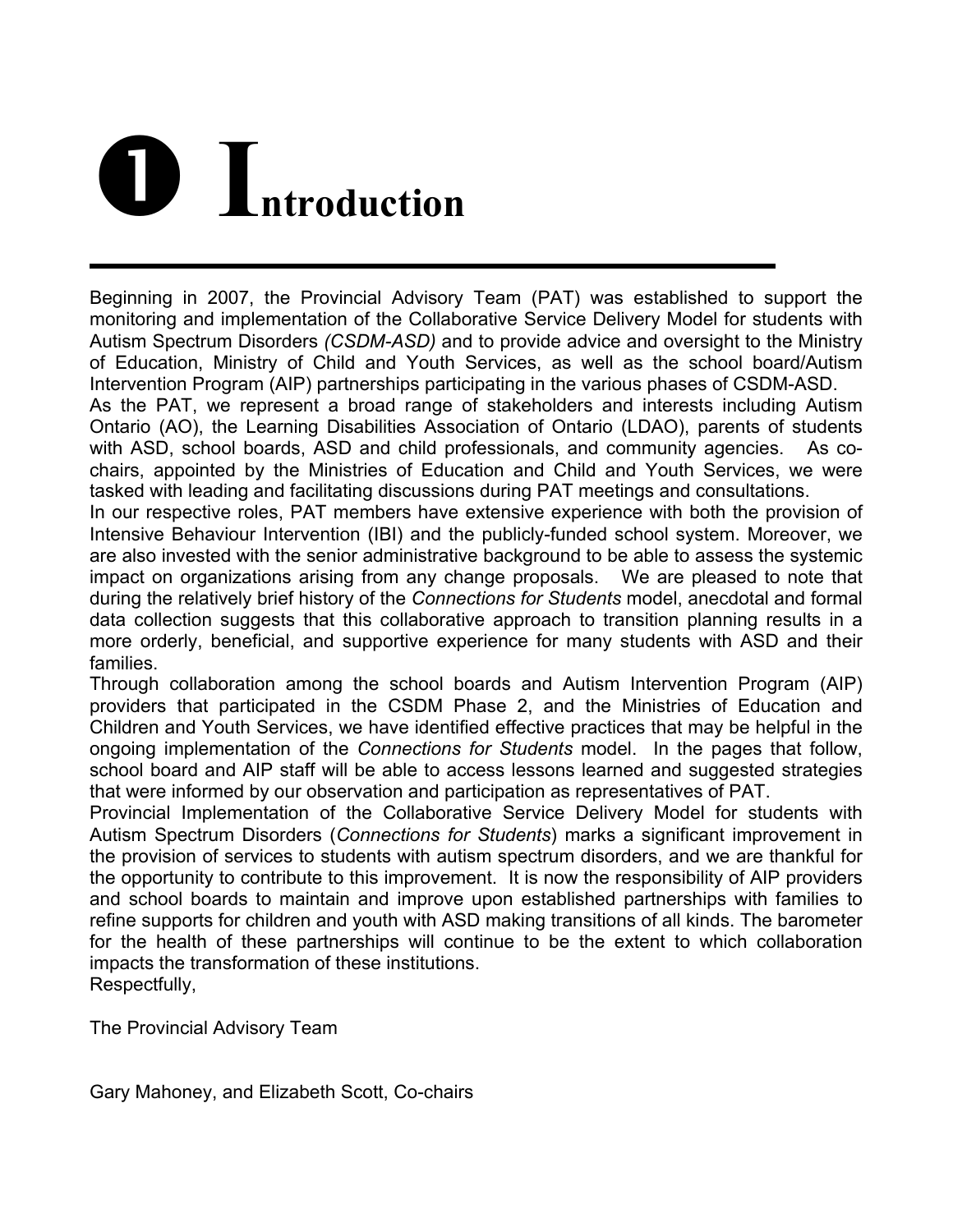# ❶ Introduction

Beginning in 2007, the Provincial Advisory Team (PAT) was established to support the monitoring and implementation of the Collaborative Service Delivery Model for students with Autism Spectrum Disorders *(CSDM-ASD)* and to provide advice and oversight to the Ministry of Education, Ministry of Child and Youth Services, as well as the school board/Autism Intervention Program (AIP) partnerships participating in the various phases of CSDM-ASD.

As the PAT, we represent a broad range of stakeholders and interests including Autism Ontario (AO), the Learning Disabilities Association of Ontario (LDAO), parents of students with ASD, school boards, ASD and child professionals, and community agencies. As co-chairs, appointed by the Ministries of Education and Child and Youth Services, we were tasked with leading and facilitating discussions during PAT meetings and consultations.

In our respective roles, PAT members have extensive experience with both the provision of Intensive Behaviour Intervention (IBI) and the publicly-funded school system. Moreover, we are also invested with the senior administrative background to be able to assess the systemic impact on organizations arising from any change proposals. We are pleased to note that during the relatively brief history of the *Connections for Students* model, anecdotal and formal data collection suggests that this collaborative approach to transition planning results in a more orderly, beneficial, and supportive experience for many students with ASD and their families.

Through collaboration among the school boards and Autism Intervention Program (AIP) providers that participated in the CSDM Phase 2, and the Ministries of Education and Children and Youth Services, we have identified effective practices that may be helpful in the ongoing implementation of the *Connections for Students* model. In the pages that follow, school board and AIP staff will be able to access lessons learned and suggested strategies that were informed by our observation and participation as representatives of PAT.

Provincial Implementation of the Collaborative Service Delivery Model for students with Autism Spectrum Disorders (*Connections for Students*) marks a significant improvement in the provision of services to students with autism spectrum disorders, and we are thankful for the opportunity to contribute to this improvement. It is now the responsibility of AIP providers and school boards to maintain and improve upon established partnerships with families to refine supports for children and youth with ASD making transitions of all kinds. The barometer for the health of these partnerships will continue to be the extent to which collaboration impacts the transformation of these institutions.

Respectfully,

The Provincial Advisory Team

Gary Mahoney, and Elizabeth Scott, Co-chairs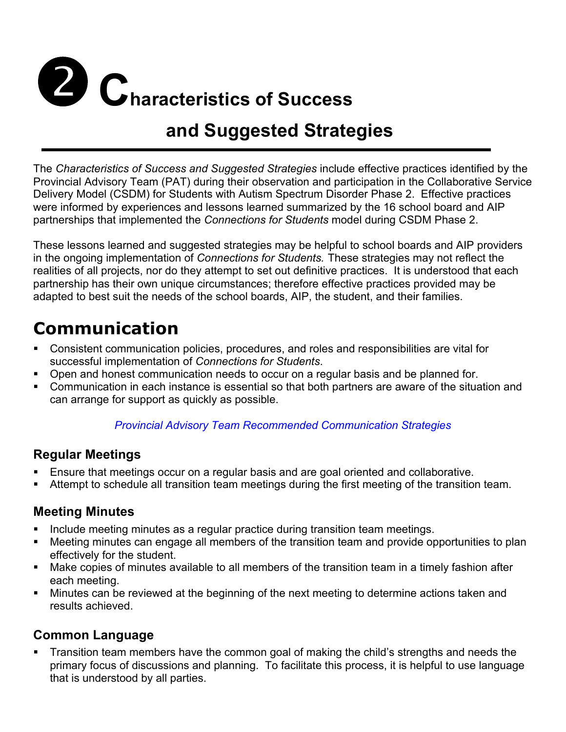# ❷ Characteristics of Success and Suggested Strategies

The *Characteristics of Success and Suggested Strategies* include effective practices identified by the Provincial Advisory Team (PAT) during their observation and participation in the Collaborative Service Delivery Model (CSDM) for Students with Autism Spectrum Disorder Phase 2. Effective practices were informed by experiences and lessons learned summarized by the 16 school board and AIP partnerships that implemented the *Connections for Students* model during CSDM Phase 2.

These lessons learned and suggested strategies may be helpful to school boards and AIP providers in the ongoing implementation of *Connections for Students.* These strategies may not reflect the realities of all projects, nor do they attempt to set out definitive practices. It is understood that each partnership has their own unique circumstances; therefore effective practices provided may be adapted to best suit the needs of the school boards, AIP, the student, and their families.

## Communication

- Consistent communication policies, procedures, and roles and responsibilities are vital for successful implementation of *Connections for Students*.
- Open and honest communication needs to occur on a regular basis and be planned for.
- Communication in each instance is essential so that both partners are aware of the situation and can arrange for support as quickly as possible.

*Provincial Advisory Team Recommended Communication Strategies*

### Regular Meetings

- Ensure that meetings occur on a regular basis and are goal oriented and collaborative.
- Attempt to schedule all transition team meetings during the first meeting of the transition team.

### Meeting Minutes

- Include meeting minutes as a regular practice during transition team meetings.
- Meeting minutes can engage all members of the transition team and provide opportunities to plan effectively for the student.
- Make copies of minutes available to all members of the transition team in a timely fashion after each meeting.
- Minutes can be reviewed at the beginning of the next meeting to determine actions taken and results achieved.

### Common Language

- Transition team members have the common goal of making the child's strengths and needs the primary focus of discussions and planning. To facilitate this process, it is helpful to use language that is understood by all parties.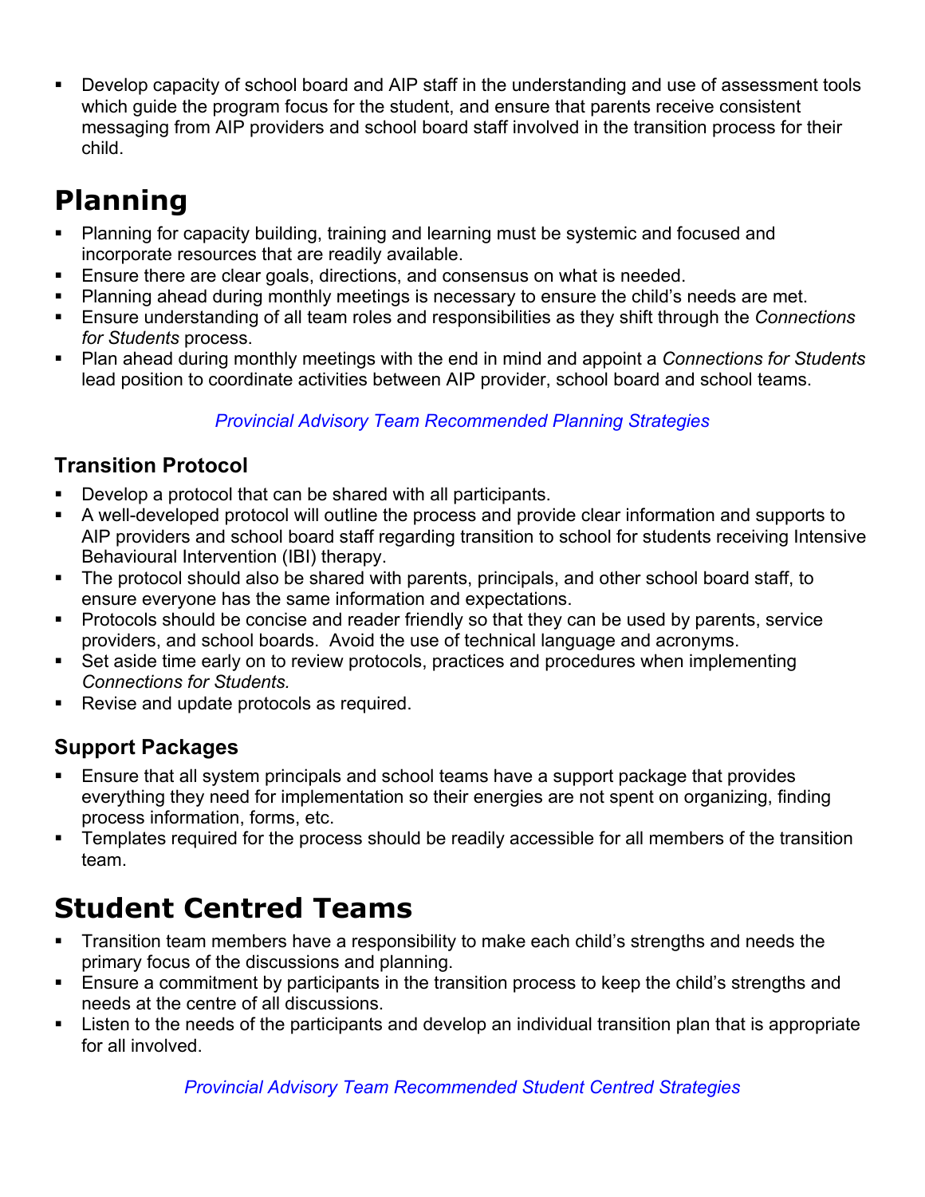- Develop capacity of school board and AIP staff in the understanding and use of assessment tools which guide the program focus for the student, and ensure that parents receive consistent messaging from AIP providers and school board staff involved in the transition process for their child.

# Planning

- Planning for capacity building, training and learning must be systemic and focused and incorporate resources that are readily available.
- Ensure there are clear goals, directions, and consensus on what is needed.
- Planning ahead during monthly meetings is necessary to ensure the child's needs are met.
- Ensure understanding of all team roles and responsibilities as they shift through the *Connections for Students* process.
- Plan ahead during monthly meetings with the end in mind and appoint a *Connections for Students* lead position to coordinate activities between AIP provider, school board and school teams.

*Provincial Advisory Team Recommended Planning Strategies*

### Transition Protocol

- Develop a protocol that can be shared with all participants.
- A well-developed protocol will outline the process and provide clear information and supports to AIP providers and school board staff regarding transition to school for students receiving Intensive Behavioural Intervention (IBI) therapy.
- The protocol should also be shared with parents, principals, and other school board staff, to ensure everyone has the same information and expectations.
- Protocols should be concise and reader friendly so that they can be used by parents, service providers, and school boards. Avoid the use of technical language and acronyms.
- Set aside time early on to review protocols, practices and procedures when implementing *Connections for Students.*
- Revise and update protocols as required.

### Support Packages

- Ensure that all system principals and school teams have a support package that provides everything they need for implementation so their energies are not spent on organizing, finding process information, forms, etc.
- Templates required for the process should be readily accessible for all members of the transition team.

# Student Centred Teams

- Transition team members have a responsibility to make each child's strengths and needs the primary focus of the discussions and planning.
- Ensure a commitment by participants in the transition process to keep the child's strengths and needs at the centre of all discussions.
- Listen to the needs of the participants and develop an individual transition plan that is appropriate for all involved.

*Provincial Advisory Team Recommended Student Centred Strategies*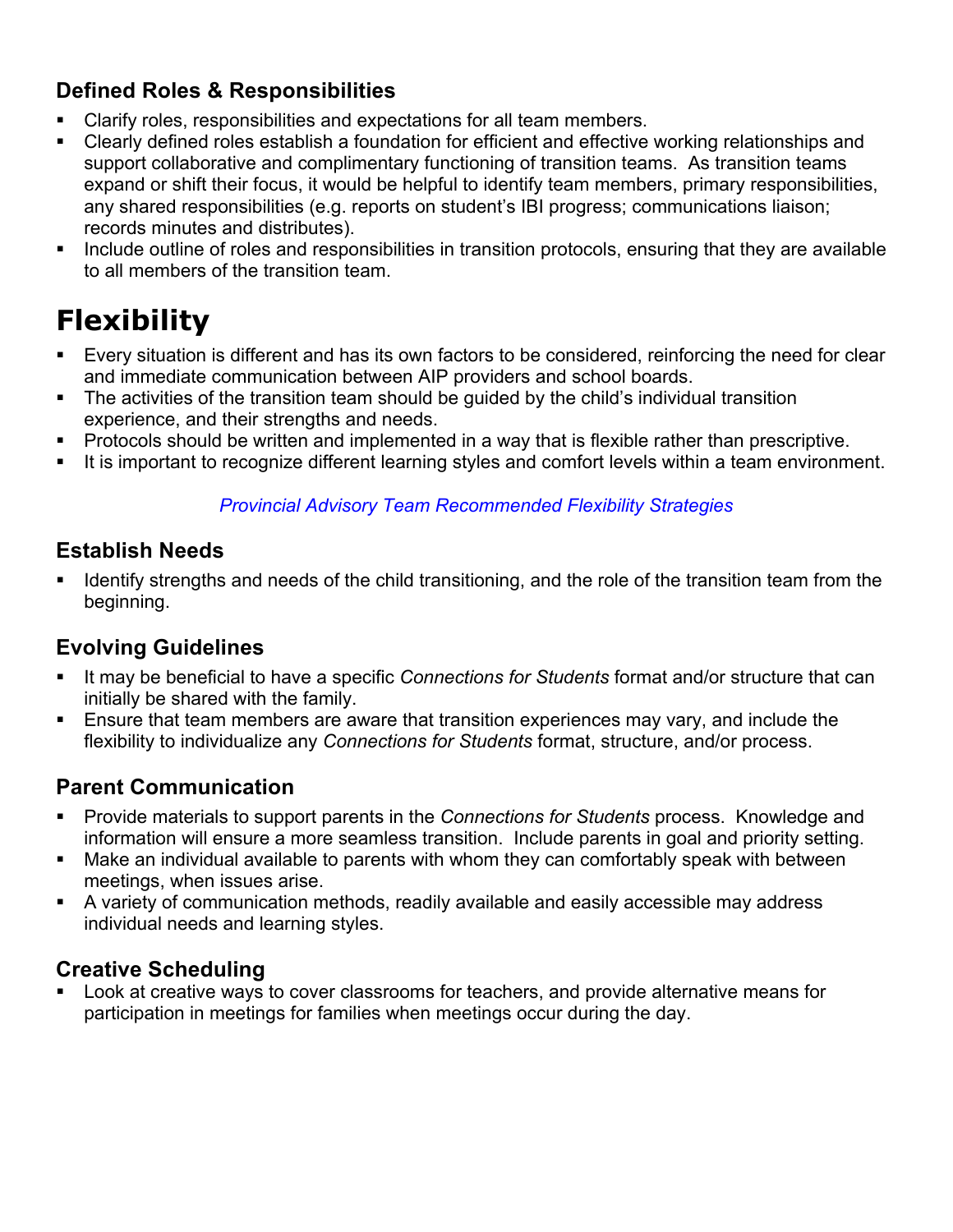### Defined Roles & Responsibilities

- Clarify roles, responsibilities and expectations for all team members.
- Clearly defined roles establish a foundation for efficient and effective working relationships and support collaborative and complimentary functioning of transition teams. As transition teams expand or shift their focus, it would be helpful to identify team members, primary responsibilities, any shared responsibilities (e.g. reports on student's IBI progress; communications liaison; records minutes and distributes).
- Include outline of roles and responsibilities in transition protocols, ensuring that they are available to all members of the transition team.

# Flexibility

- Every situation is different and has its own factors to be considered, reinforcing the need for clear and immediate communication between AIP providers and school boards.
- The activities of the transition team should be guided by the child's individual transition experience, and their strengths and needs.
- Protocols should be written and implemented in a way that is flexible rather than prescriptive.
- It is important to recognize different learning styles and comfort levels within a team environment.

*Provincial Advisory Team Recommended Flexibility Strategies*

### Establish Needs

- Identify strengths and needs of the child transitioning, and the role of the transition team from the beginning.

### Evolving Guidelines

- It may be beneficial to have a specific *Connections for Students* format and/or structure that can initially be shared with the family.
- Ensure that team members are aware that transition experiences may vary, and include the flexibility to individualize any *Connections for Students* format, structure, and/or process.

### Parent Communication

- Provide materials to support parents in the *Connections for Students* process. Knowledge and information will ensure a more seamless transition. Include parents in goal and priority setting.
- Make an individual available to parents with whom they can comfortably speak with between meetings, when issues arise.
- A variety of communication methods, readily available and easily accessible may address individual needs and learning styles.

### Creative Scheduling

- Look at creative ways to cover classrooms for teachers, and provide alternative means for participation in meetings for families when meetings occur during the day.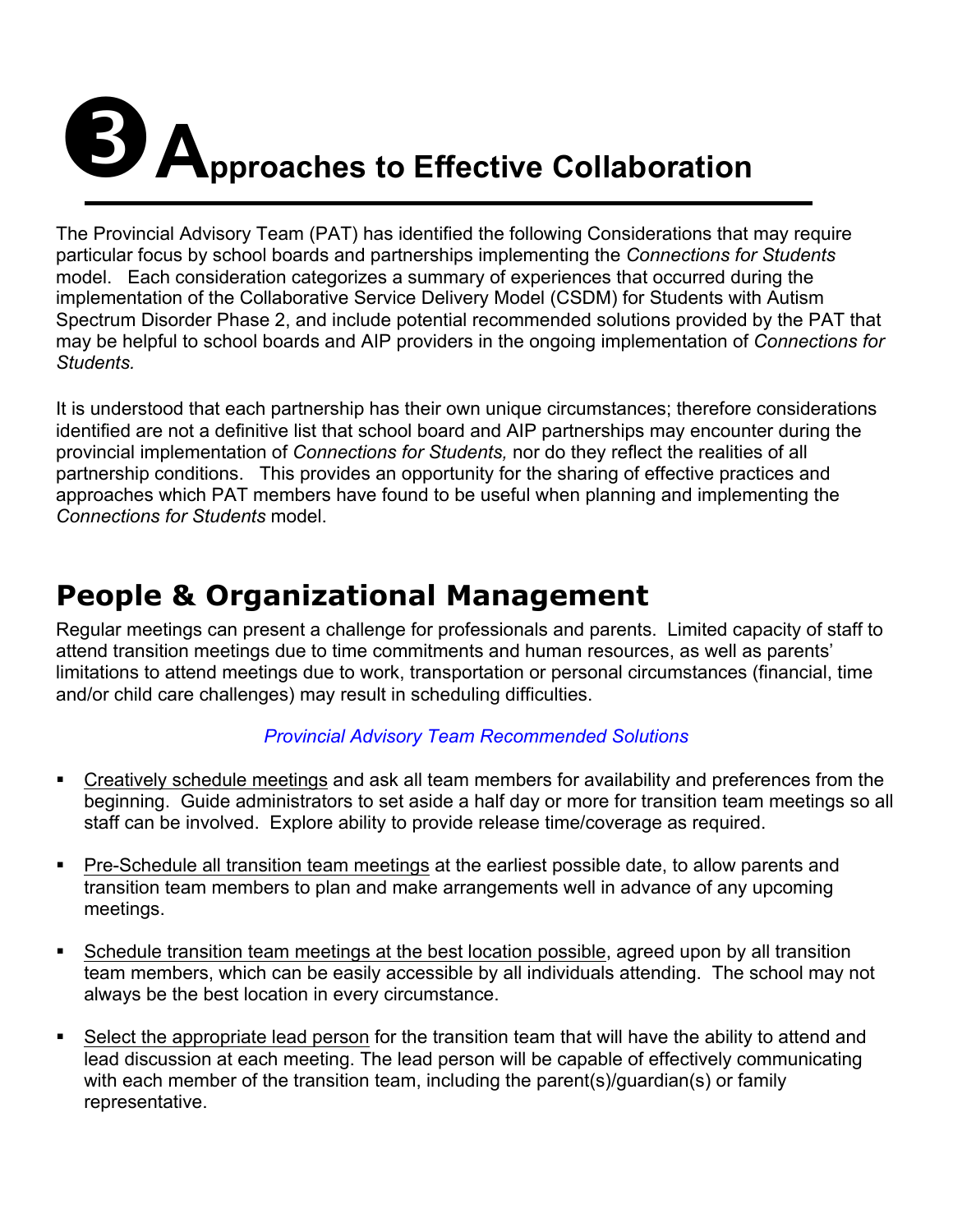# ❸ Approaches to Effective Collaboration

The Provincial Advisory Team (PAT) has identified the following Considerations that may require particular focus by school boards and partnerships implementing the *Connections for Students* model. Each consideration categorizes a summary of experiences that occurred during the implementation of the Collaborative Service Delivery Model (CSDM) for Students with Autism Spectrum Disorder Phase 2, and include potential recommended solutions provided by the PAT that may be helpful to school boards and AIP providers in the ongoing implementation of *Connections for Students.*

It is understood that each partnership has their own unique circumstances; therefore considerations identified are not a definitive list that school board and AIP partnerships may encounter during the provincial implementation of *Connections for Students,* nor do they reflect the realities of all partnership conditions. This provides an opportunity for the sharing of effective practices and approaches which PAT members have found to be useful when planning and implementing the *Connections for Students* model.

## People & Organizational Management

Regular meetings can present a challenge for professionals and parents. Limited capacity of staff to attend transition meetings due to time commitments and human resources, as well as parents' limitations to attend meetings due to work, transportation or personal circumstances (financial, time and/or child care challenges) may result in scheduling difficulties.

*Provincial Advisory Team Recommended Solutions*

- Creatively schedule meetings and ask all team members for availability and preferences from the beginning. Guide administrators to set aside a half day or more for transition team meetings so all staff can be involved. Explore ability to provide release time/coverage as required.
- Pre-Schedule all transition team meetings at the earliest possible date, to allow parents and transition team members to plan and make arrangements well in advance of any upcoming meetings.
- Schedule transition team meetings at the best location possible, agreed upon by all transition team members, which can be easily accessible by all individuals attending. The school may not always be the best location in every circumstance.
- Select the appropriate lead person for the transition team that will have the ability to attend and lead discussion at each meeting. The lead person will be capable of effectively communicating with each member of the transition team, including the parent(s)/guardian(s) or family representative.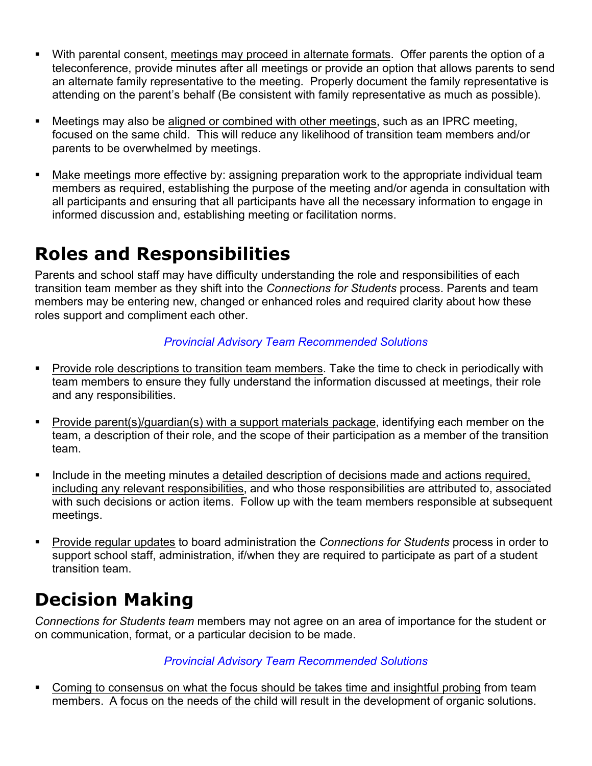- With parental consent, meetings may proceed in alternate formats. Offer parents the option of a teleconference, provide minutes after all meetings or provide an option that allows parents to send an alternate family representative to the meeting. Properly document the family representative is attending on the parent's behalf (Be consistent with family representative as much as possible).

- Meetings may also be aligned or combined with other meetings, such as an IPRC meeting, focused on the same child. This will reduce any likelihood of transition team members and/or parents to be overwhelmed by meetings.

- Make meetings more effective by: assigning preparation work to the appropriate individual team members as required, establishing the purpose of the meeting and/or agenda in consultation with all participants and ensuring that all participants have all the necessary information to engage in informed discussion and, establishing meeting or facilitation norms.

# Roles and Responsibilities

Parents and school staff may have difficulty understanding the role and responsibilities of each transition team member as they shift into the *Connections for Students* process. Parents and team members may be entering new, changed or enhanced roles and required clarity about how these roles support and compliment each other.

*Provincial Advisory Team Recommended Solutions*

- Provide role descriptions to transition team members. Take the time to check in periodically with team members to ensure they fully understand the information discussed at meetings, their role and any responsibilities.

- Provide parent(s)/guardian(s) with a support materials package, identifying each member on the team, a description of their role, and the scope of their participation as a member of the transition team.

- Include in the meeting minutes a detailed description of decisions made and actions required, including any relevant responsibilities, and who those responsibilities are attributed to, associated with such decisions or action items. Follow up with the team members responsible at subsequent meetings.

- Provide regular updates to board administration the *Connections for Students* process in order to support school staff, administration, if/when they are required to participate as part of a student transition team.

# Decision Making

*Connections for Students team* members may not agree on an area of importance for the student or on communication, format, or a particular decision to be made.

*Provincial Advisory Team Recommended Solutions*

- Coming to consensus on what the focus should be takes time and insightful probing from team members. A focus on the needs of the child will result in the development of organic solutions.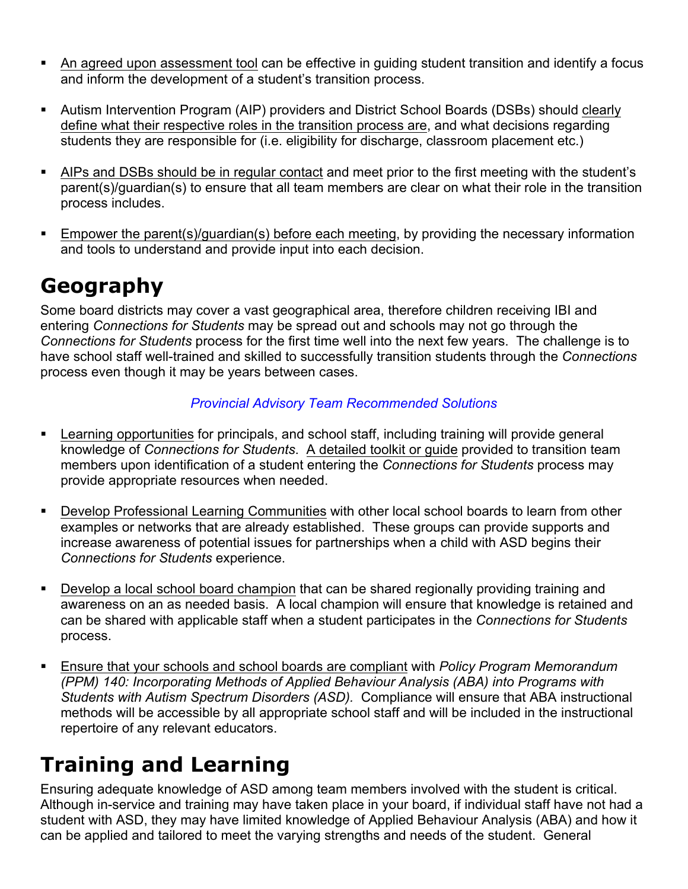- An agreed upon assessment tool can be effective in guiding student transition and identify a focus and inform the development of a student's transition process.

- Autism Intervention Program (AIP) providers and District School Boards (DSBs) should clearly define what their respective roles in the transition process are, and what decisions regarding students they are responsible for (i.e. eligibility for discharge, classroom placement etc.)

- AIPs and DSBs should be in regular contact and meet prior to the first meeting with the student's parent(s)/guardian(s) to ensure that all team members are clear on what their role in the transition process includes.

- Empower the parent(s)/guardian(s) before each meeting, by providing the necessary information and tools to understand and provide input into each decision.

# Geography

Some board districts may cover a vast geographical area, therefore children receiving IBI and entering *Connections for Students* may be spread out and schools may not go through the *Connections for Students* process for the first time well into the next few years. The challenge is to have school staff well-trained and skilled to successfully transition students through the *Connections* process even though it may be years between cases.

*Provincial Advisory Team Recommended Solutions*

- Learning opportunities for principals, and school staff, including training will provide general knowledge of *Connections for Students*. A detailed toolkit or guide provided to transition team members upon identification of a student entering the *Connections for Students* process may provide appropriate resources when needed.

- Develop Professional Learning Communities with other local school boards to learn from other examples or networks that are already established. These groups can provide supports and increase awareness of potential issues for partnerships when a child with ASD begins their *Connections for Students* experience.

- Develop a local school board champion that can be shared regionally providing training and awareness on an as needed basis. A local champion will ensure that knowledge is retained and can be shared with applicable staff when a student participates in the *Connections for Students* process.

- Ensure that your schools and school boards are compliant with *Policy Program Memorandum (PPM) 140: Incorporating Methods of Applied Behaviour Analysis (ABA) into Programs with Students with Autism Spectrum Disorders (ASD).* Compliance will ensure that ABA instructional methods will be accessible by all appropriate school staff and will be included in the instructional repertoire of any relevant educators.

# Training and Learning

Ensuring adequate knowledge of ASD among team members involved with the student is critical. Although in-service and training may have taken place in your board, if individual staff have not had a student with ASD, they may have limited knowledge of Applied Behaviour Analysis (ABA) and how it can be applied and tailored to meet the varying strengths and needs of the student. General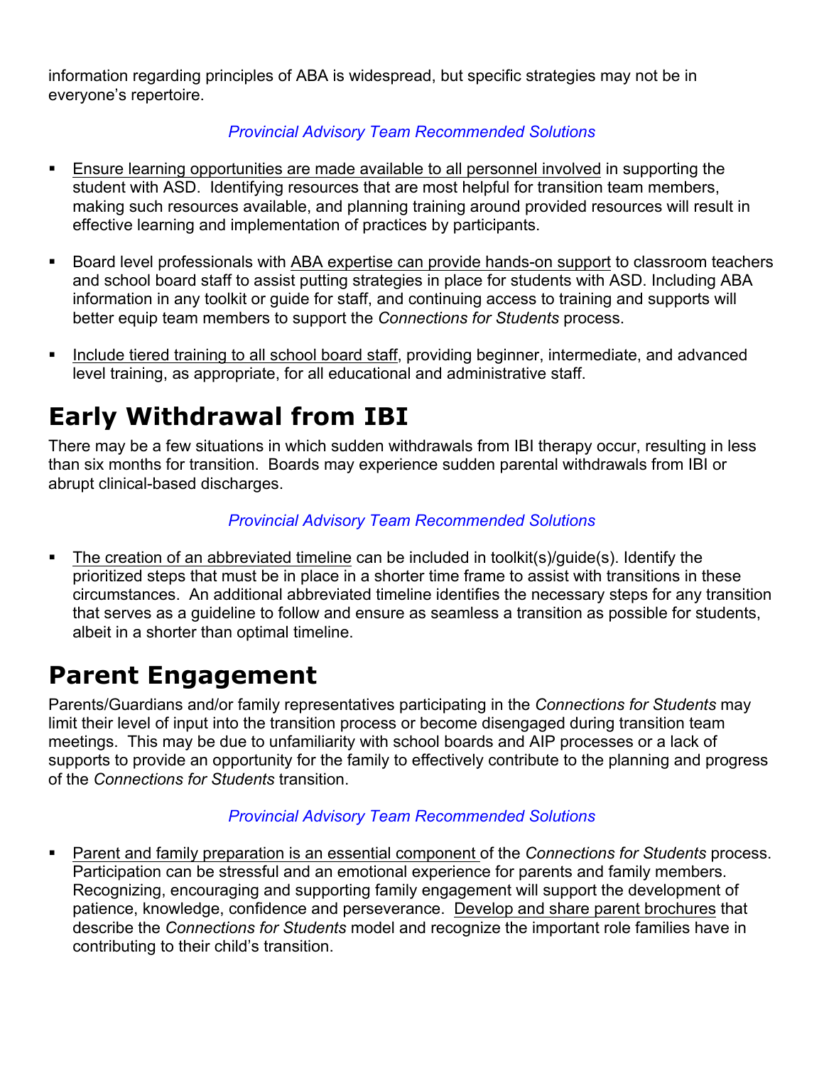information regarding principles of ABA is widespread, but specific strategies may not be in everyone's repertoire.

*Provincial Advisory Team Recommended Solutions*

- Ensure learning opportunities are made available to all personnel involved in supporting the student with ASD. Identifying resources that are most helpful for transition team members, making such resources available, and planning training around provided resources will result in effective learning and implementation of practices by participants.

- Board level professionals with ABA expertise can provide hands-on support to classroom teachers and school board staff to assist putting strategies in place for students with ASD. Including ABA information in any toolkit or guide for staff, and continuing access to training and supports will better equip team members to support the *Connections for Students* process.

- Include tiered training to all school board staff, providing beginner, intermediate, and advanced level training, as appropriate, for all educational and administrative staff.

# Early Withdrawal from IBI

There may be a few situations in which sudden withdrawals from IBI therapy occur, resulting in less than six months for transition. Boards may experience sudden parental withdrawals from IBI or abrupt clinical-based discharges.

*Provincial Advisory Team Recommended Solutions*

- The creation of an abbreviated timeline can be included in toolkit(s)/guide(s). Identify the prioritized steps that must be in place in a shorter time frame to assist with transitions in these circumstances. An additional abbreviated timeline identifies the necessary steps for any transition that serves as a guideline to follow and ensure as seamless a transition as possible for students, albeit in a shorter than optimal timeline.

# Parent Engagement

Parents/Guardians and/or family representatives participating in the *Connections for Students* may limit their level of input into the transition process or become disengaged during transition team meetings. This may be due to unfamiliarity with school boards and AIP processes or a lack of supports to provide an opportunity for the family to effectively contribute to the planning and progress of the *Connections for Students* transition.

*Provincial Advisory Team Recommended Solutions*

- Parent and family preparation is an essential component of the *Connections for Students* process. Participation can be stressful and an emotional experience for parents and family members. Recognizing, encouraging and supporting family engagement will support the development of patience, knowledge, confidence and perseverance. Develop and share parent brochures that describe the *Connections for Students* model and recognize the important role families have in contributing to their child's transition.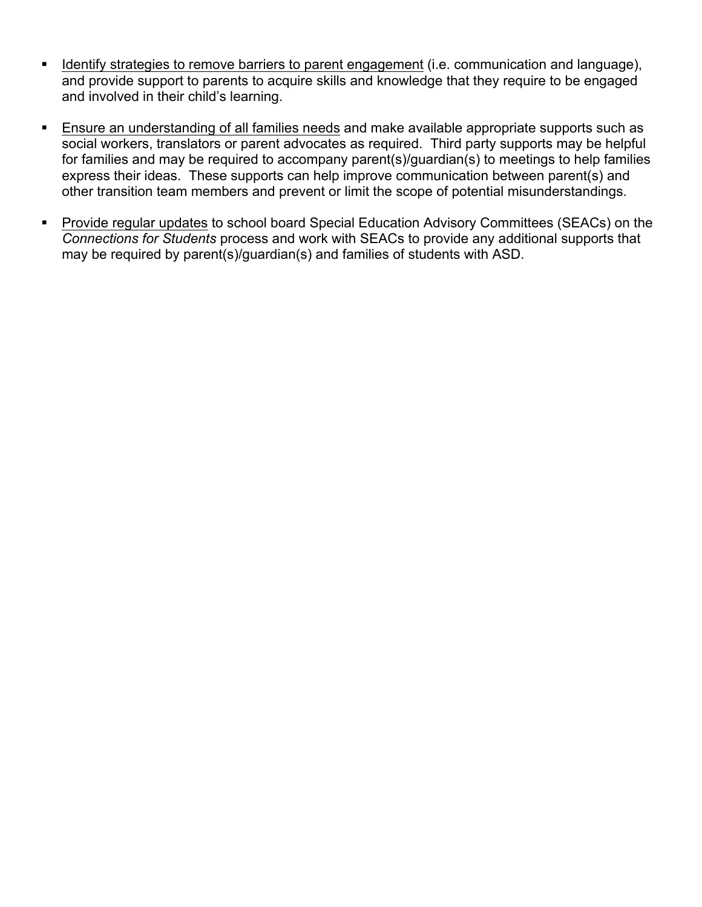- <u>Identify strategies to remove barriers to parent engagement</u> (i.e. communication and language), and provide support to parents to acquire skills and knowledge that they require to be engaged and involved in their child's learning.

- <u>Ensure an understanding of all families needs</u> and make available appropriate supports such as social workers, translators or parent advocates as required. Third party supports may be helpful for families and may be required to accompany parent(s)/guardian(s) to meetings to help families express their ideas. These supports can help improve communication between parent(s) and other transition team members and prevent or limit the scope of potential misunderstandings.

- <u>Provide regular updates</u> to school board Special Education Advisory Committees (SEACs) on the *Connections for Students* process and work with SEACs to provide any additional supports that may be required by parent(s)/guardian(s) and families of students with ASD.